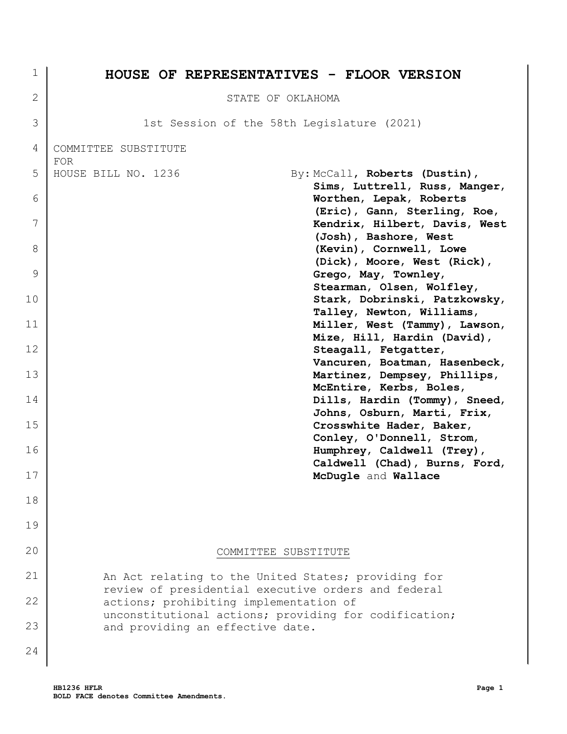# HOUSE OF REPRESENTATIVES - FLOOR VERSION

STATE OF OKLAHOMA

1st Session of the 58th Legislature (2021)

COMMITTEE SUBSTITUTE
FOR
HOUSE BILL NO. 1236

By: McCall, **Roberts (Dustin), Sims, Luttrell, Russ, Manger, Worthen, Lepak, Roberts (Eric), Gann, Sterling, Roe, Kendrix, Hilbert, Davis, West (Josh), Bashore, West (Kevin), Cornwell, Lowe (Dick), Moore, West (Rick), Grego, May, Townley, Stearman, Olsen, Wolfley, Stark, Dobrinski, Patzkowsky, Talley, Newton, Williams, Miller, West (Tammy), Lawson, Mize, Hill, Hardin (David), Steagall, Fetgatter, Vancuren, Boatman, Hasenbeck, Martinez, Dempsey, Phillips, McEntire, Kerbs, Boles, Dills, Hardin (Tommy), Sneed, Johns, Osburn, Marti, Frix, Crosswhite Hader, Baker, Conley, O'Donnell, Strom, Humphrey, Caldwell (Trey), Caldwell (Chad), Burns, Ford, McDugle** and **Wallace**

COMMITTEE SUBSTITUTE

An Act relating to the United States; providing for review of presidential executive orders and federal actions; prohibiting implementation of unconstitutional actions; providing for codification; and providing an effective date.

BOLD FACE denotes Committee Amendments.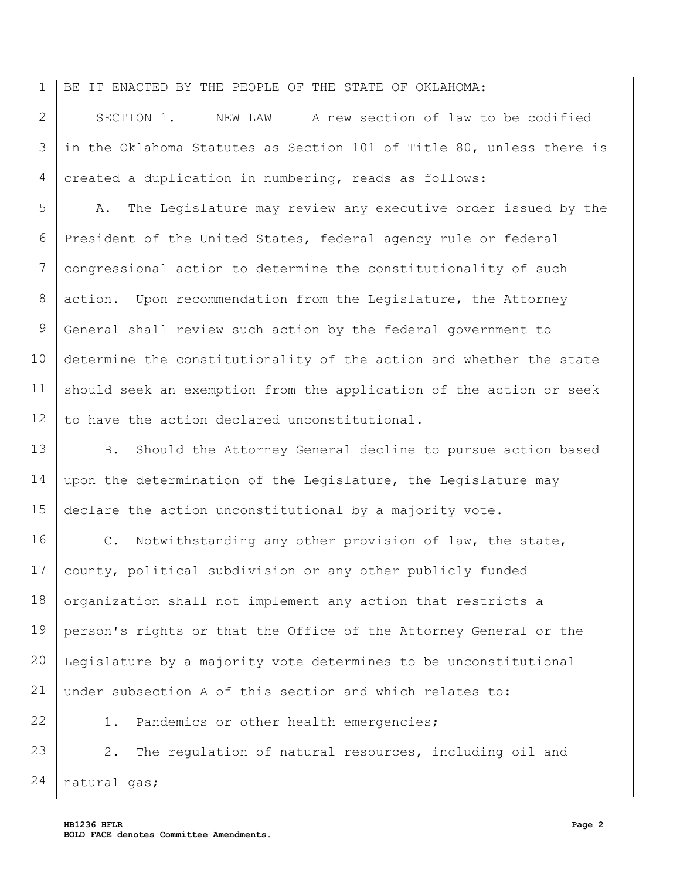BE IT ENACTED BY THE PEOPLE OF THE STATE OF OKLAHOMA:

SECTION 1. NEW LAW A new section of law to be codified in the Oklahoma Statutes as Section 101 of Title 80, unless there is created a duplication in numbering, reads as follows:

A. The Legislature may review any executive order issued by the President of the United States, federal agency rule or federal congressional action to determine the constitutionality of such action. Upon recommendation from the Legislature, the Attorney General shall review such action by the federal government to determine the constitutionality of the action and whether the state should seek an exemption from the application of the action or seek to have the action declared unconstitutional.

B. Should the Attorney General decline to pursue action based upon the determination of the Legislature, the Legislature may declare the action unconstitutional by a majority vote.

C. Notwithstanding any other provision of law, the state, county, political subdivision or any other publicly funded organization shall not implement any action that restricts a person's rights or that the Office of the Attorney General or the Legislature by a majority vote determines to be unconstitutional under subsection A of this section and which relates to:

1. Pandemics or other health emergencies;

2. The regulation of natural resources, including oil and natural gas;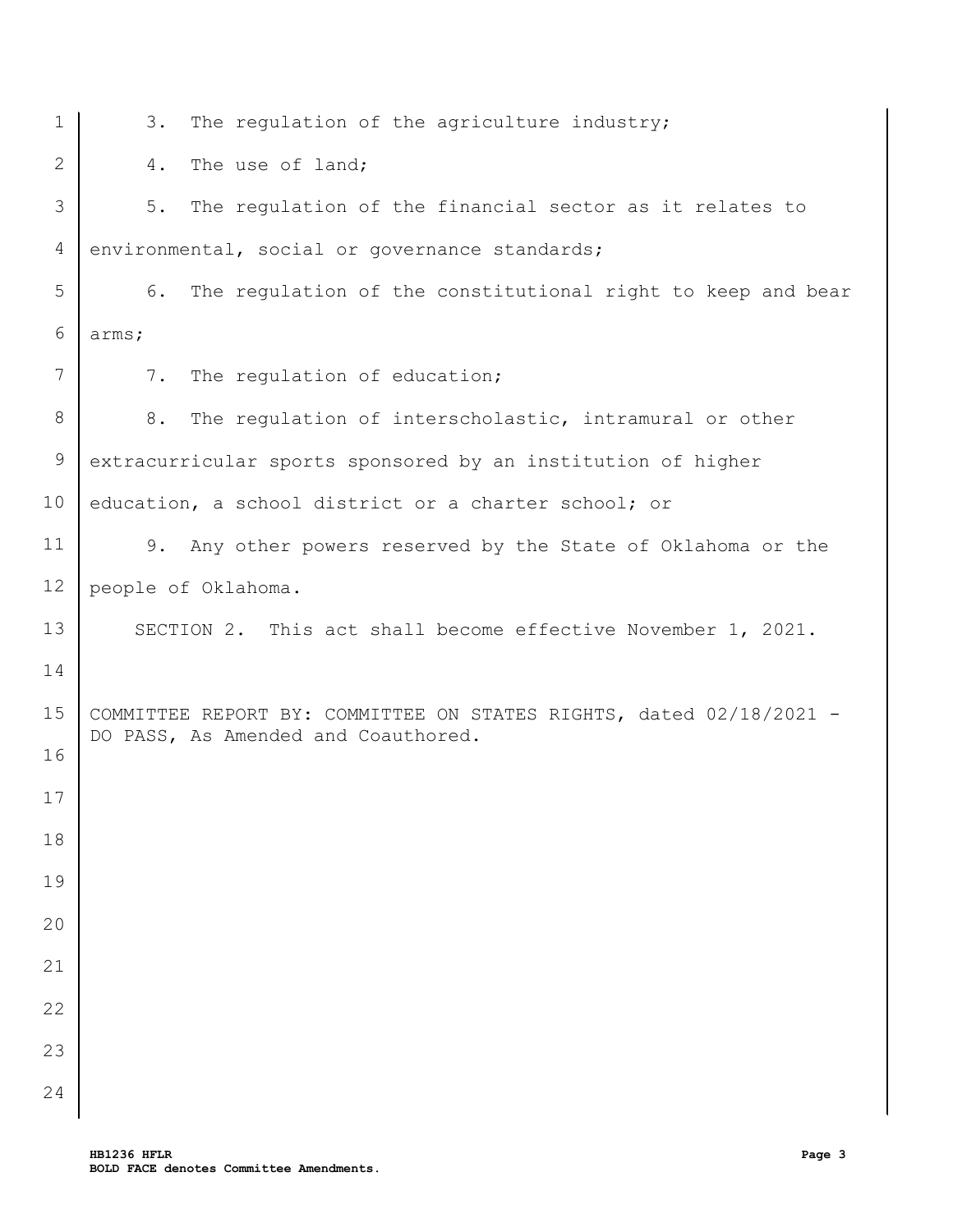3. The regulation of the agriculture industry;

4. The use of land;

5. The regulation of the financial sector as it relates to environmental, social or governance standards;

6. The regulation of the constitutional right to keep and bear arms;

7. The regulation of education;

8. The regulation of interscholastic, intramural or other extracurricular sports sponsored by an institution of higher education, a school district or a charter school; or

9. Any other powers reserved by the State of Oklahoma or the people of Oklahoma.

SECTION 2. This act shall become effective November 1, 2021.

COMMITTEE REPORT BY: COMMITTEE ON STATES RIGHTS, dated 02/18/2021 - DO PASS, As Amended and Coauthored.